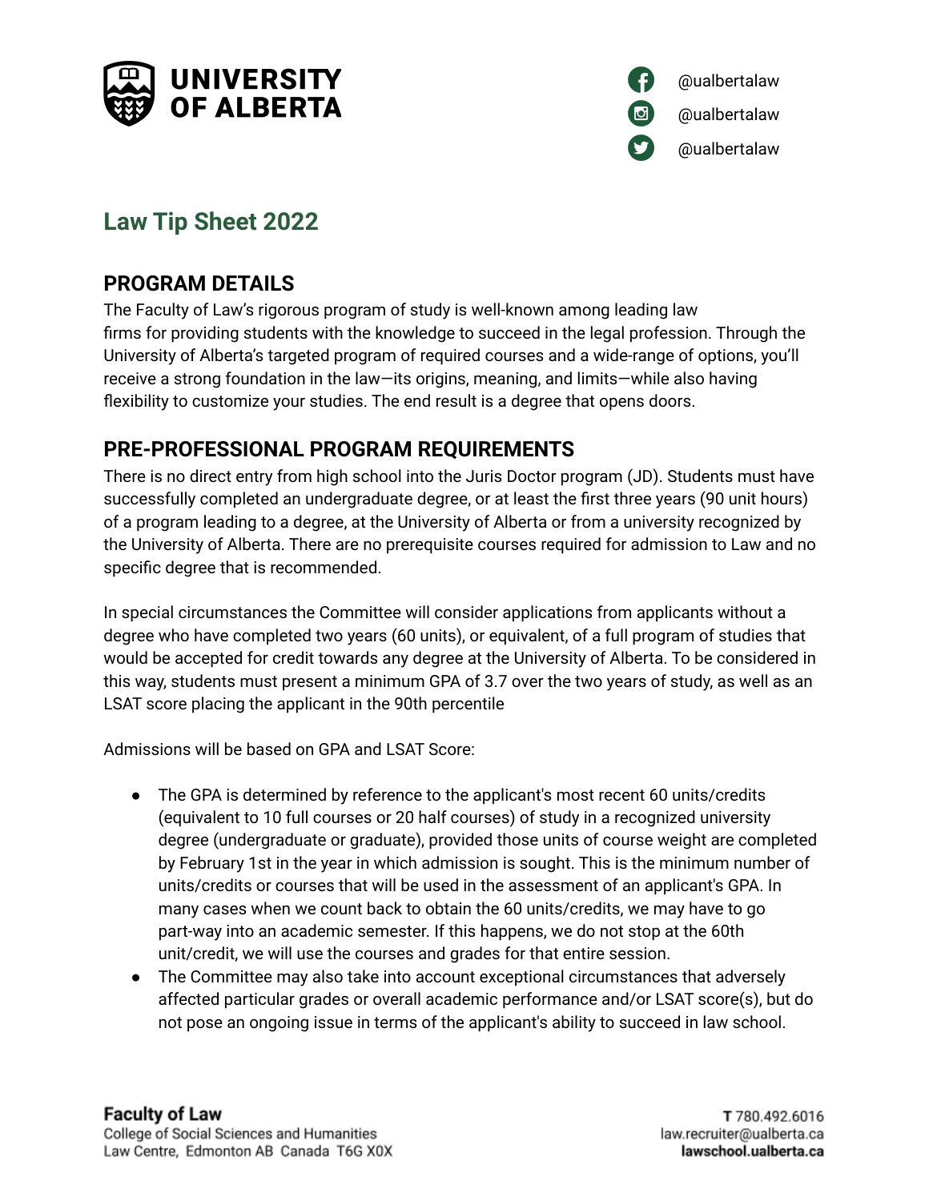UNIVERSITY OF ALBERTA

@ualbertalaw
@ualbertalaw
@ualbertalaw

# Law Tip Sheet 2022

## PROGRAM DETAILS

The Faculty of Law's rigorous program of study is well-known among leading law firms for providing students with the knowledge to succeed in the legal profession. Through the University of Alberta's targeted program of required courses and a wide-range of options, you'll receive a strong foundation in the law—its origins, meaning, and limits—while also having flexibility to customize your studies. The end result is a degree that opens doors.

## PRE-PROFESSIONAL PROGRAM REQUIREMENTS

There is no direct entry from high school into the Juris Doctor program (JD). Students must have successfully completed an undergraduate degree, or at least the first three years (90 unit hours) of a program leading to a degree, at the University of Alberta or from a university recognized by the University of Alberta. There are no prerequisite courses required for admission to Law and no specific degree that is recommended.

In special circumstances the Committee will consider applications from applicants without a degree who have completed two years (60 units), or equivalent, of a full program of studies that would be accepted for credit towards any degree at the University of Alberta. To be considered in this way, students must present a minimum GPA of 3.7 over the two years of study, as well as an LSAT score placing the applicant in the 90th percentile

Admissions will be based on GPA and LSAT Score:

- The GPA is determined by reference to the applicant's most recent 60 units/credits (equivalent to 10 full courses or 20 half courses) of study in a recognized university degree (undergraduate or graduate), provided those units of course weight are completed by February 1st in the year in which admission is sought. This is the minimum number of units/credits or courses that will be used in the assessment of an applicant's GPA. In many cases when we count back to obtain the 60 units/credits, we may have to go part-way into an academic semester. If this happens, we do not stop at the 60th unit/credit, we will use the courses and grades for that entire session.
- The Committee may also take into account exceptional circumstances that adversely affected particular grades or overall academic performance and/or LSAT score(s), but do not pose an ongoing issue in terms of the applicant's ability to succeed in law school.

**Faculty of Law**
College of Social Sciences and Humanities
Law Centre, Edmonton AB Canada T6G X0X

**T** 780.492.6016
law.recruiter@ualberta.ca
**lawschool.ualberta.ca**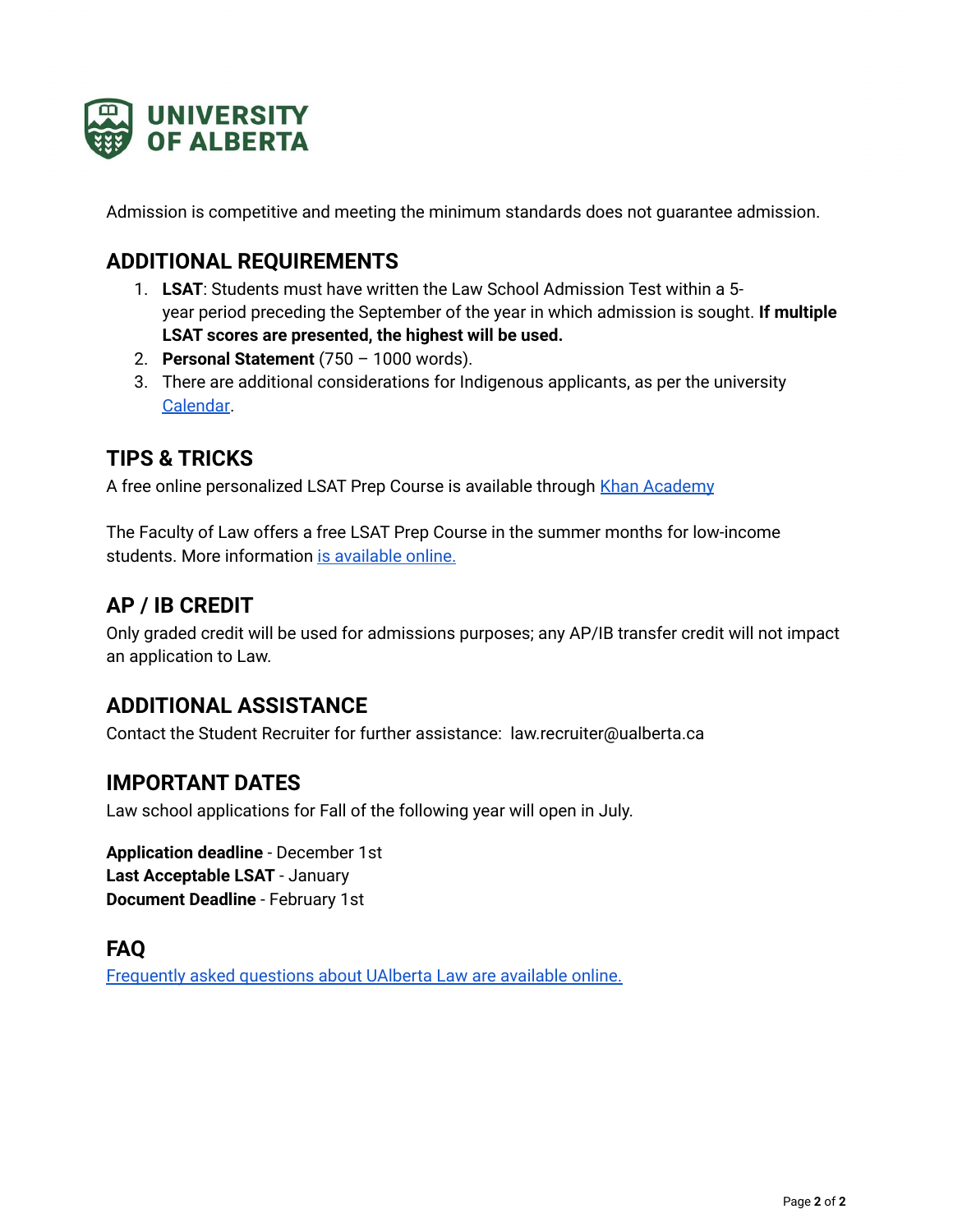Admission is competitive and meeting the minimum standards does not guarantee admission.

## ADDITIONAL REQUIREMENTS

1. **LSAT**: Students must have written the Law School Admission Test within a 5-year period preceding the September of the year in which admission is sought. **If multiple LSAT scores are presented, the highest will be used.**
2. **Personal Statement** (750 – 1000 words).
3. There are additional considerations for Indigenous applicants, as per the university Calendar.

## TIPS & TRICKS

A free online personalized LSAT Prep Course is available through Khan Academy

The Faculty of Law offers a free LSAT Prep Course in the summer months for low-income students. More information is available online.

## AP / IB CREDIT

Only graded credit will be used for admissions purposes; any AP/IB transfer credit will not impact an application to Law.

## ADDITIONAL ASSISTANCE

Contact the Student Recruiter for further assistance: law.recruiter@ualberta.ca

## IMPORTANT DATES

Law school applications for Fall of the following year will open in July.

**Application deadline** - December 1st
**Last Acceptable LSAT** - January
**Document Deadline** - February 1st

## FAQ

Frequently asked questions about UAlberta Law are available online.